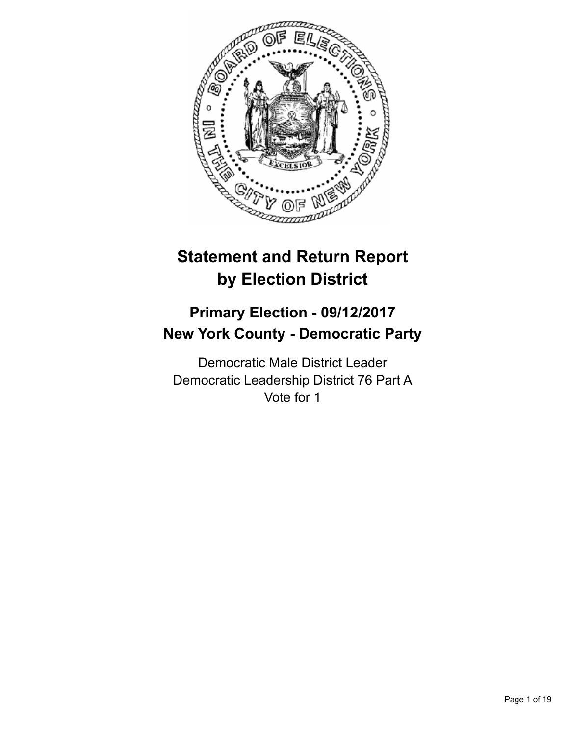# Statement and Return Report by Election District

## Primary Election - 09/12/2017
## New York County - Democratic Party

Democratic Male District Leader
Democratic Leadership District 76 Part A
Vote for 1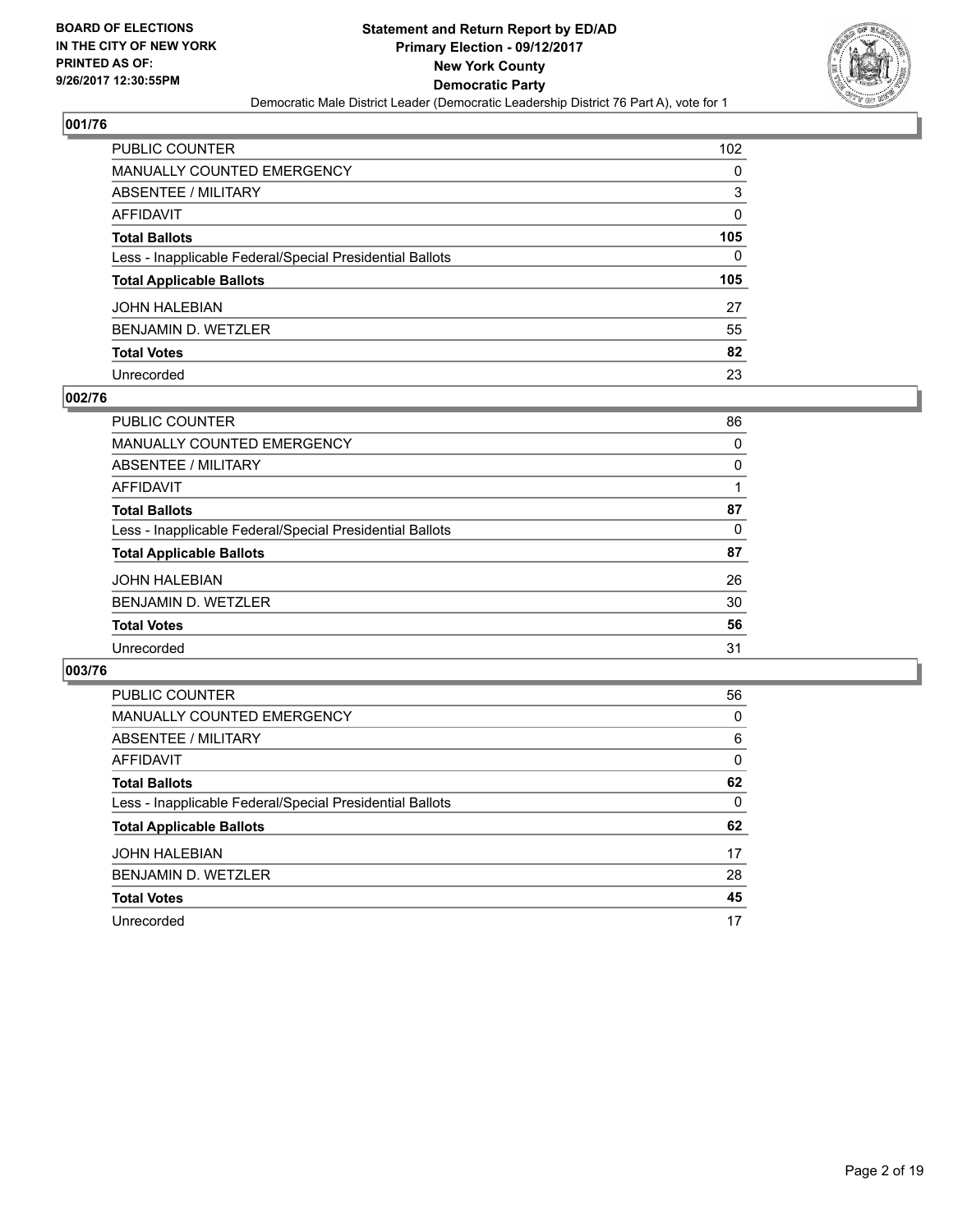BOARD OF ELECTIONS
IN THE CITY OF NEW YORK
PRINTED AS OF:
9/26/2017 12:30:55PM

**Statement and Return Report by ED/AD**
**Primary Election - 09/12/2017**
**New York County**
**Democratic Party**
Democratic Male District Leader (Democratic Leadership District 76 Part A), vote for 1

## 001/76

| | |
|---|---|
| PUBLIC COUNTER | 102 |
| MANUALLY COUNTED EMERGENCY | 0 |
| ABSENTEE / MILITARY | 3 |
| AFFIDAVIT | 0 |
| **Total Ballots** | **105** |
| Less - Inapplicable Federal/Special Presidential Ballots | 0 |
| **Total Applicable Ballots** | **105** |
| JOHN HALEBIAN | 27 |
| BENJAMIN D. WETZLER | 55 |
| **Total Votes** | **82** |
| Unrecorded | 23 |

## 002/76

| | |
|---|---|
| PUBLIC COUNTER | 86 |
| MANUALLY COUNTED EMERGENCY | 0 |
| ABSENTEE / MILITARY | 0 |
| AFFIDAVIT | 1 |
| **Total Ballots** | **87** |
| Less - Inapplicable Federal/Special Presidential Ballots | 0 |
| **Total Applicable Ballots** | **87** |
| JOHN HALEBIAN | 26 |
| BENJAMIN D. WETZLER | 30 |
| **Total Votes** | **56** |
| Unrecorded | 31 |

## 003/76

| | |
|---|---|
| PUBLIC COUNTER | 56 |
| MANUALLY COUNTED EMERGENCY | 0 |
| ABSENTEE / MILITARY | 6 |
| AFFIDAVIT | 0 |
| **Total Ballots** | **62** |
| Less - Inapplicable Federal/Special Presidential Ballots | 0 |
| **Total Applicable Ballots** | **62** |
| JOHN HALEBIAN | 17 |
| BENJAMIN D. WETZLER | 28 |
| **Total Votes** | **45** |
| Unrecorded | 17 |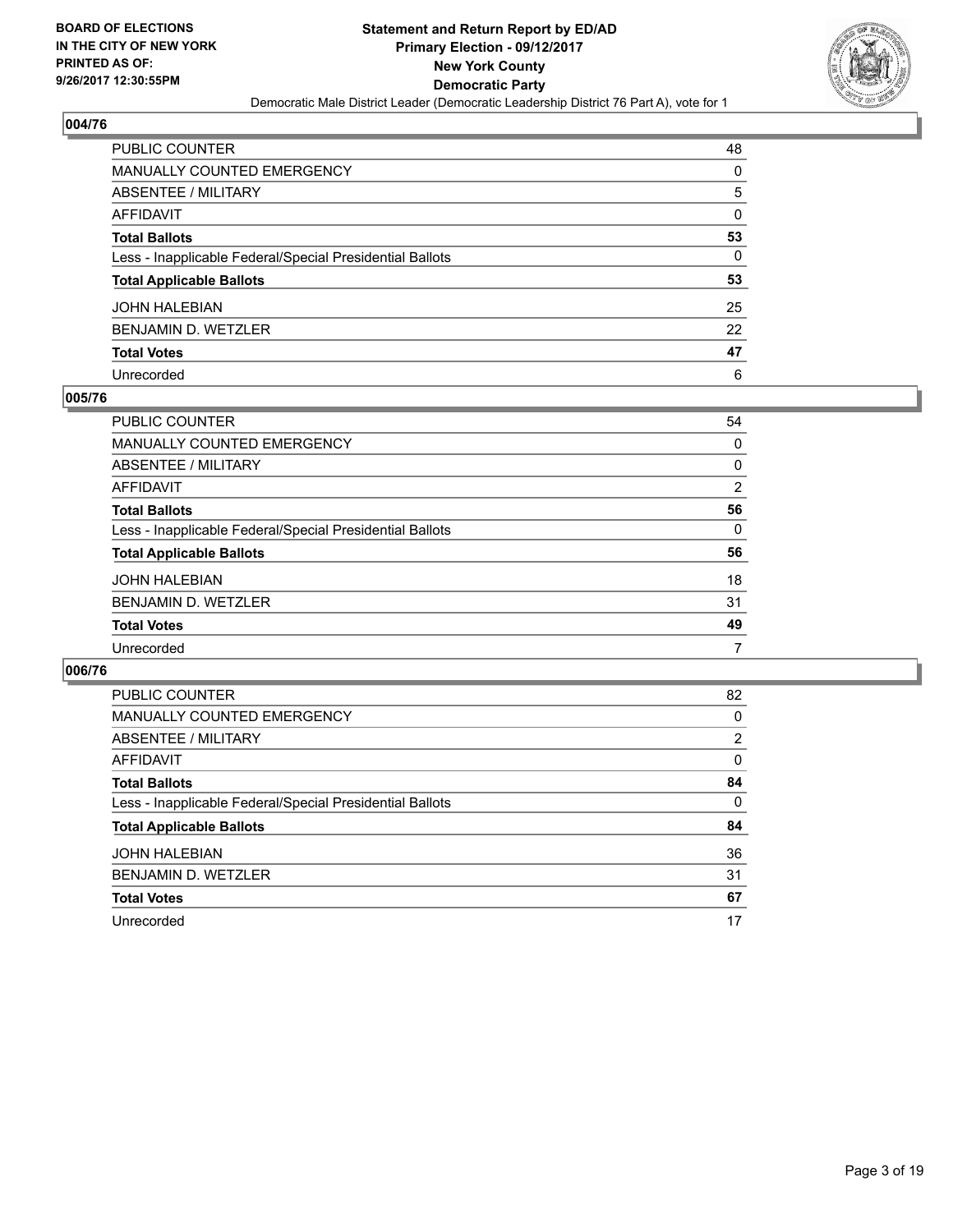**BOARD OF ELECTIONS IN THE CITY OF NEW YORK PRINTED AS OF: 9/26/2017 12:30:55PM**

# Statement and Return Report by ED/AD
## Primary Election - 09/12/2017
## New York County
## Democratic Party
Democratic Male District Leader (Democratic Leadership District 76 Part A), vote for 1

### 004/76

| | |
|---|---|
| PUBLIC COUNTER | 48 |
| MANUALLY COUNTED EMERGENCY | 0 |
| ABSENTEE / MILITARY | 5 |
| AFFIDAVIT | 0 |
| **Total Ballots** | **53** |
| Less - Inapplicable Federal/Special Presidential Ballots | 0 |
| **Total Applicable Ballots** | **53** |
| JOHN HALEBIAN | 25 |
| BENJAMIN D. WETZLER | 22 |
| **Total Votes** | **47** |
| Unrecorded | 6 |

### 005/76

| | |
|---|---|
| PUBLIC COUNTER | 54 |
| MANUALLY COUNTED EMERGENCY | 0 |
| ABSENTEE / MILITARY | 0 |
| AFFIDAVIT | 2 |
| **Total Ballots** | **56** |
| Less - Inapplicable Federal/Special Presidential Ballots | 0 |
| **Total Applicable Ballots** | **56** |
| JOHN HALEBIAN | 18 |
| BENJAMIN D. WETZLER | 31 |
| **Total Votes** | **49** |
| Unrecorded | 7 |

### 006/76

| | |
|---|---|
| PUBLIC COUNTER | 82 |
| MANUALLY COUNTED EMERGENCY | 0 |
| ABSENTEE / MILITARY | 2 |
| AFFIDAVIT | 0 |
| **Total Ballots** | **84** |
| Less - Inapplicable Federal/Special Presidential Ballots | 0 |
| **Total Applicable Ballots** | **84** |
| JOHN HALEBIAN | 36 |
| BENJAMIN D. WETZLER | 31 |
| **Total Votes** | **67** |
| Unrecorded | 17 |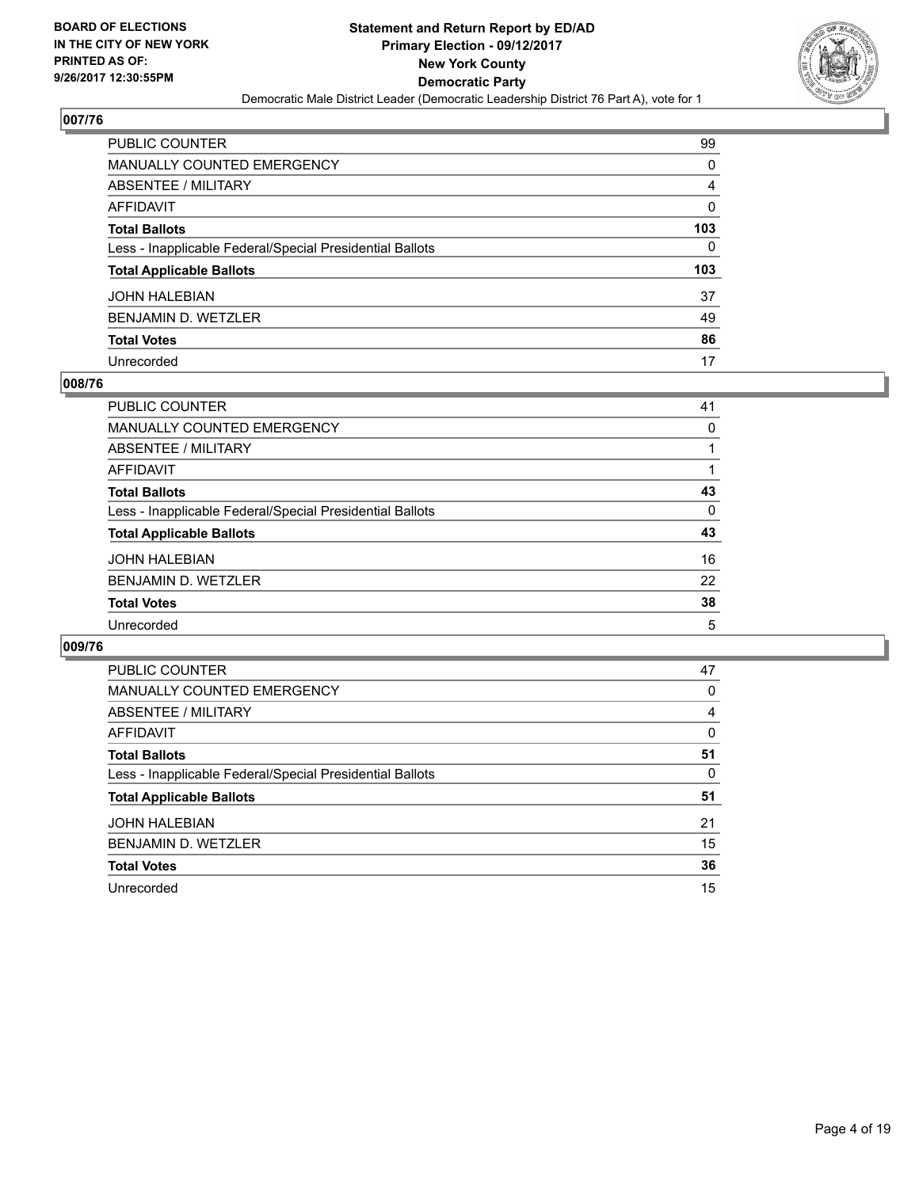**BOARD OF ELECTIONS IN THE CITY OF NEW YORK PRINTED AS OF: 9/26/2017 12:30:55PM**

# Statement and Return Report by ED/AD
## Primary Election - 09/12/2017
## New York County
## Democratic Party
Democratic Male District Leader (Democratic Leadership District 76 Part A), vote for 1

### 007/76

| | |
|---|---|
| PUBLIC COUNTER | 99 |
| MANUALLY COUNTED EMERGENCY | 0 |
| ABSENTEE / MILITARY | 4 |
| AFFIDAVIT | 0 |
| **Total Ballots** | **103** |
| Less - Inapplicable Federal/Special Presidential Ballots | 0 |
| **Total Applicable Ballots** | **103** |
| JOHN HALEBIAN | 37 |
| BENJAMIN D. WETZLER | 49 |
| **Total Votes** | **86** |
| Unrecorded | 17 |

### 008/76

| | |
|---|---|
| PUBLIC COUNTER | 41 |
| MANUALLY COUNTED EMERGENCY | 0 |
| ABSENTEE / MILITARY | 1 |
| AFFIDAVIT | 1 |
| **Total Ballots** | **43** |
| Less - Inapplicable Federal/Special Presidential Ballots | 0 |
| **Total Applicable Ballots** | **43** |
| JOHN HALEBIAN | 16 |
| BENJAMIN D. WETZLER | 22 |
| **Total Votes** | **38** |
| Unrecorded | 5 |

### 009/76

| | |
|---|---|
| PUBLIC COUNTER | 47 |
| MANUALLY COUNTED EMERGENCY | 0 |
| ABSENTEE / MILITARY | 4 |
| AFFIDAVIT | 0 |
| **Total Ballots** | **51** |
| Less - Inapplicable Federal/Special Presidential Ballots | 0 |
| **Total Applicable Ballots** | **51** |
| JOHN HALEBIAN | 21 |
| BENJAMIN D. WETZLER | 15 |
| **Total Votes** | **36** |
| Unrecorded | 15 |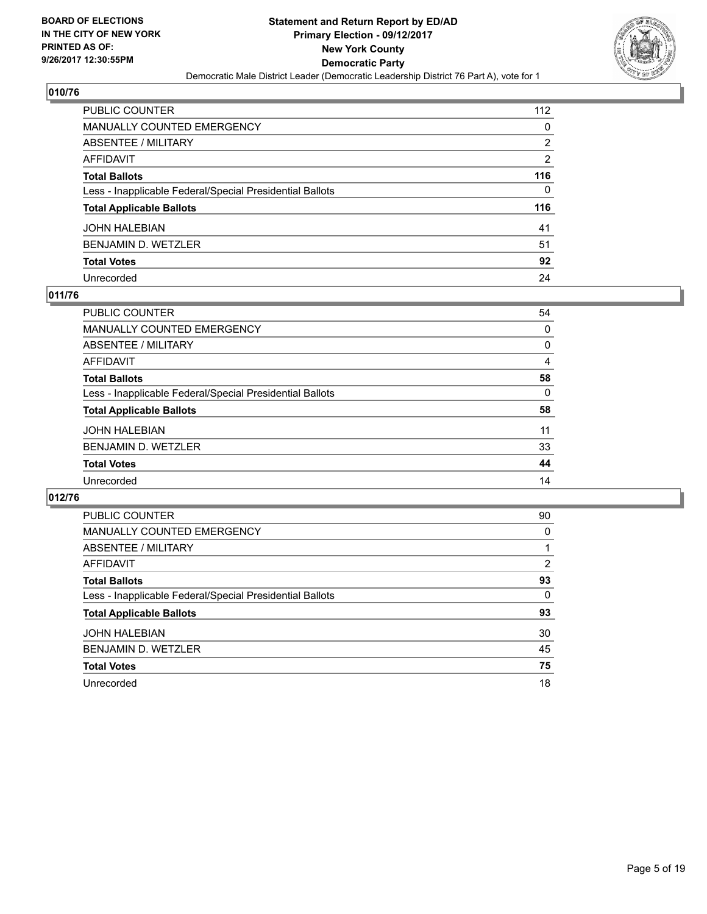BOARD OF ELECTIONS
IN THE CITY OF NEW YORK
PRINTED AS OF:
9/26/2017 12:30:55PM

**Statement and Return Report by ED/AD**
**Primary Election - 09/12/2017**
**New York County**
**Democratic Party**
Democratic Male District Leader (Democratic Leadership District 76 Part A), vote for 1

## 010/76

| | |
|---|---|
| PUBLIC COUNTER | 112 |
| MANUALLY COUNTED EMERGENCY | 0 |
| ABSENTEE / MILITARY | 2 |
| AFFIDAVIT | 2 |
| **Total Ballots** | **116** |
| Less - Inapplicable Federal/Special Presidential Ballots | 0 |
| **Total Applicable Ballots** | **116** |
| JOHN HALEBIAN | 41 |
| BENJAMIN D. WETZLER | 51 |
| **Total Votes** | **92** |
| Unrecorded | 24 |

## 011/76

| | |
|---|---|
| PUBLIC COUNTER | 54 |
| MANUALLY COUNTED EMERGENCY | 0 |
| ABSENTEE / MILITARY | 0 |
| AFFIDAVIT | 4 |
| **Total Ballots** | **58** |
| Less - Inapplicable Federal/Special Presidential Ballots | 0 |
| **Total Applicable Ballots** | **58** |
| JOHN HALEBIAN | 11 |
| BENJAMIN D. WETZLER | 33 |
| **Total Votes** | **44** |
| Unrecorded | 14 |

## 012/76

| | |
|---|---|
| PUBLIC COUNTER | 90 |
| MANUALLY COUNTED EMERGENCY | 0 |
| ABSENTEE / MILITARY | 1 |
| AFFIDAVIT | 2 |
| **Total Ballots** | **93** |
| Less - Inapplicable Federal/Special Presidential Ballots | 0 |
| **Total Applicable Ballots** | **93** |
| JOHN HALEBIAN | 30 |
| BENJAMIN D. WETZLER | 45 |
| **Total Votes** | **75** |
| Unrecorded | 18 |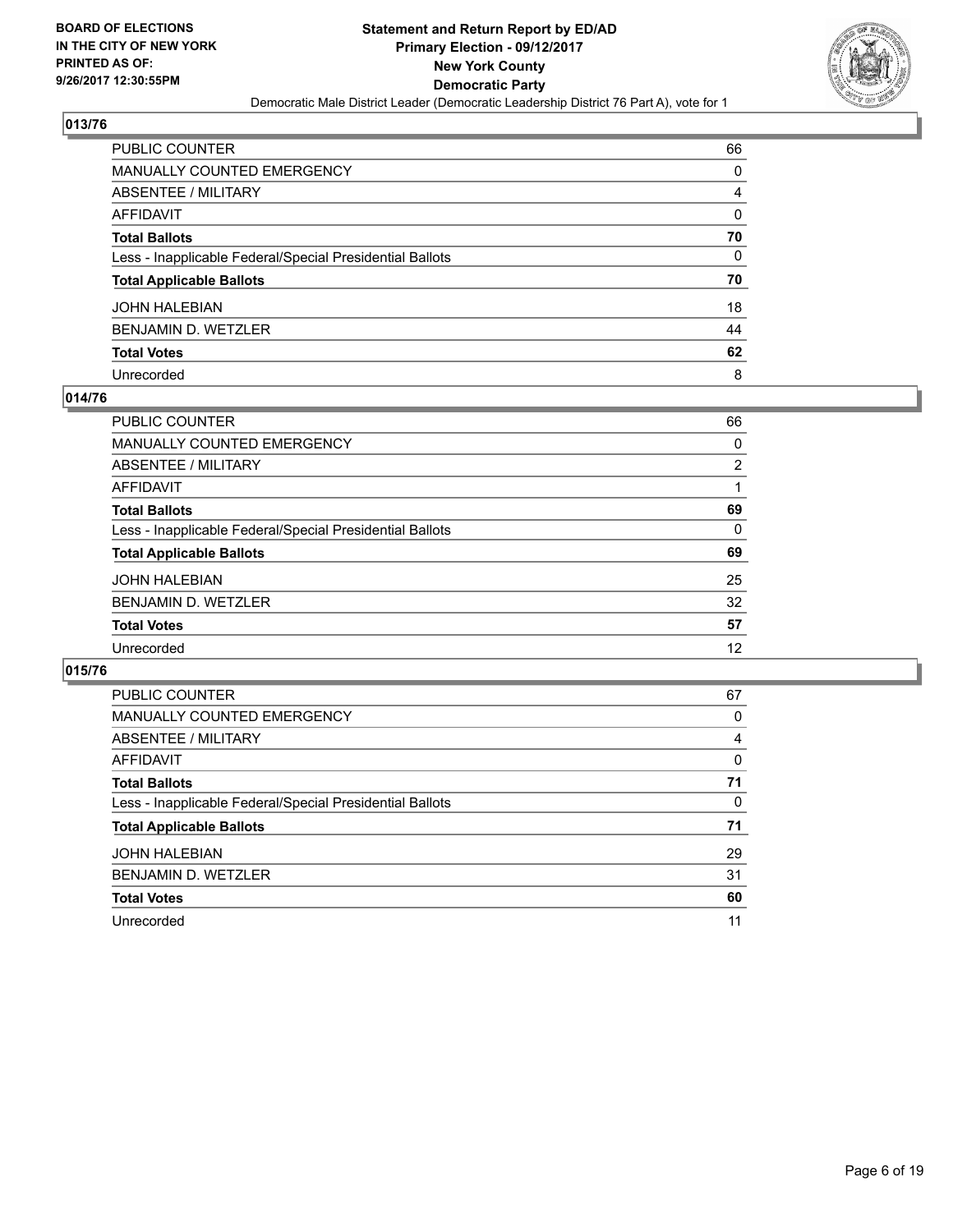**BOARD OF ELECTIONS IN THE CITY OF NEW YORK PRINTED AS OF: 9/26/2017 12:30:55PM**

**Statement and Return Report by ED/AD Primary Election - 09/12/2017 New York County Democratic Party**

Democratic Male District Leader (Democratic Leadership District 76 Part A), vote for 1

## 013/76

| | |
|---|---|
| PUBLIC COUNTER | 66 |
| MANUALLY COUNTED EMERGENCY | 0 |
| ABSENTEE / MILITARY | 4 |
| AFFIDAVIT | 0 |
| **Total Ballots** | **70** |
| Less - Inapplicable Federal/Special Presidential Ballots | 0 |
| **Total Applicable Ballots** | **70** |
| JOHN HALEBIAN | 18 |
| BENJAMIN D. WETZLER | 44 |
| **Total Votes** | **62** |
| Unrecorded | 8 |

## 014/76

| | |
|---|---|
| PUBLIC COUNTER | 66 |
| MANUALLY COUNTED EMERGENCY | 0 |
| ABSENTEE / MILITARY | 2 |
| AFFIDAVIT | 1 |
| **Total Ballots** | **69** |
| Less - Inapplicable Federal/Special Presidential Ballots | 0 |
| **Total Applicable Ballots** | **69** |
| JOHN HALEBIAN | 25 |
| BENJAMIN D. WETZLER | 32 |
| **Total Votes** | **57** |
| Unrecorded | 12 |

## 015/76

| | |
|---|---|
| PUBLIC COUNTER | 67 |
| MANUALLY COUNTED EMERGENCY | 0 |
| ABSENTEE / MILITARY | 4 |
| AFFIDAVIT | 0 |
| **Total Ballots** | **71** |
| Less - Inapplicable Federal/Special Presidential Ballots | 0 |
| **Total Applicable Ballots** | **71** |
| JOHN HALEBIAN | 29 |
| BENJAMIN D. WETZLER | 31 |
| **Total Votes** | **60** |
| Unrecorded | 11 |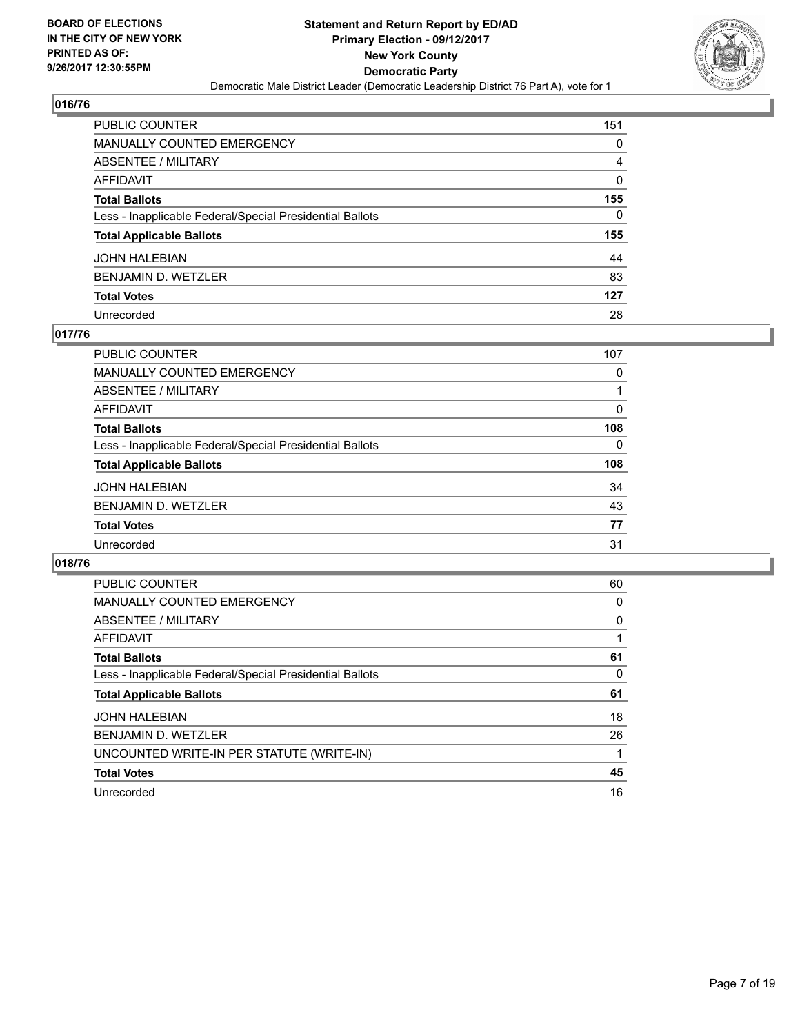**BOARD OF ELECTIONS IN THE CITY OF NEW YORK PRINTED AS OF: 9/26/2017 12:30:55PM**

**Statement and Return Report by ED/AD Primary Election - 09/12/2017 New York County Democratic Party**

Democratic Male District Leader (Democratic Leadership District 76 Part A), vote for 1

## 016/76

| | |
|---|---|
| PUBLIC COUNTER | 151 |
| MANUALLY COUNTED EMERGENCY | 0 |
| ABSENTEE / MILITARY | 4 |
| AFFIDAVIT | 0 |
| **Total Ballots** | **155** |
| Less - Inapplicable Federal/Special Presidential Ballots | 0 |
| **Total Applicable Ballots** | **155** |
| JOHN HALEBIAN | 44 |
| BENJAMIN D. WETZLER | 83 |
| **Total Votes** | **127** |
| Unrecorded | 28 |

## 017/76

| | |
|---|---|
| PUBLIC COUNTER | 107 |
| MANUALLY COUNTED EMERGENCY | 0 |
| ABSENTEE / MILITARY | 1 |
| AFFIDAVIT | 0 |
| **Total Ballots** | **108** |
| Less - Inapplicable Federal/Special Presidential Ballots | 0 |
| **Total Applicable Ballots** | **108** |
| JOHN HALEBIAN | 34 |
| BENJAMIN D. WETZLER | 43 |
| **Total Votes** | **77** |
| Unrecorded | 31 |

## 018/76

| | |
|---|---|
| PUBLIC COUNTER | 60 |
| MANUALLY COUNTED EMERGENCY | 0 |
| ABSENTEE / MILITARY | 0 |
| AFFIDAVIT | 1 |
| **Total Ballots** | **61** |
| Less - Inapplicable Federal/Special Presidential Ballots | 0 |
| **Total Applicable Ballots** | **61** |
| JOHN HALEBIAN | 18 |
| BENJAMIN D. WETZLER | 26 |
| UNCOUNTED WRITE-IN PER STATUTE (WRITE-IN) | 1 |
| **Total Votes** | **45** |
| Unrecorded | 16 |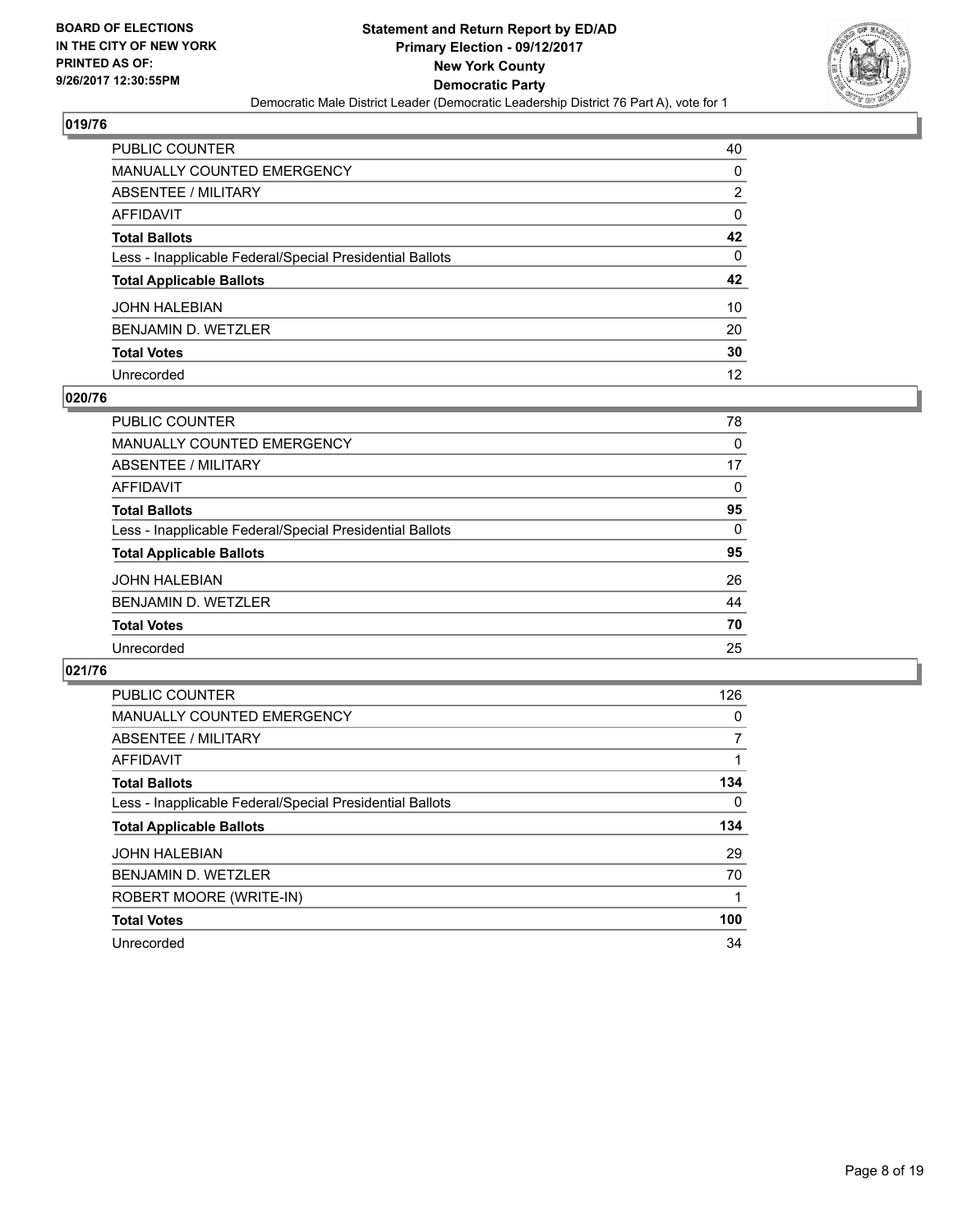**BOARD OF ELECTIONS IN THE CITY OF NEW YORK PRINTED AS OF: 9/26/2017 12:30:55PM**

**Statement and Return Report by ED/AD Primary Election - 09/12/2017 New York County Democratic Party**

Democratic Male District Leader (Democratic Leadership District 76 Part A), vote for 1

## 019/76

| | |
|---|---|
| PUBLIC COUNTER | 40 |
| MANUALLY COUNTED EMERGENCY | 0 |
| ABSENTEE / MILITARY | 2 |
| AFFIDAVIT | 0 |
| **Total Ballots** | **42** |
| Less - Inapplicable Federal/Special Presidential Ballots | 0 |
| **Total Applicable Ballots** | **42** |
| JOHN HALEBIAN | 10 |
| BENJAMIN D. WETZLER | 20 |
| **Total Votes** | **30** |
| Unrecorded | 12 |

## 020/76

| | |
|---|---|
| PUBLIC COUNTER | 78 |
| MANUALLY COUNTED EMERGENCY | 0 |
| ABSENTEE / MILITARY | 17 |
| AFFIDAVIT | 0 |
| **Total Ballots** | **95** |
| Less - Inapplicable Federal/Special Presidential Ballots | 0 |
| **Total Applicable Ballots** | **95** |
| JOHN HALEBIAN | 26 |
| BENJAMIN D. WETZLER | 44 |
| **Total Votes** | **70** |
| Unrecorded | 25 |

## 021/76

| | |
|---|---|
| PUBLIC COUNTER | 126 |
| MANUALLY COUNTED EMERGENCY | 0 |
| ABSENTEE / MILITARY | 7 |
| AFFIDAVIT | 1 |
| **Total Ballots** | **134** |
| Less - Inapplicable Federal/Special Presidential Ballots | 0 |
| **Total Applicable Ballots** | **134** |
| JOHN HALEBIAN | 29 |
| BENJAMIN D. WETZLER | 70 |
| ROBERT MOORE (WRITE-IN) | 1 |
| **Total Votes** | **100** |
| Unrecorded | 34 |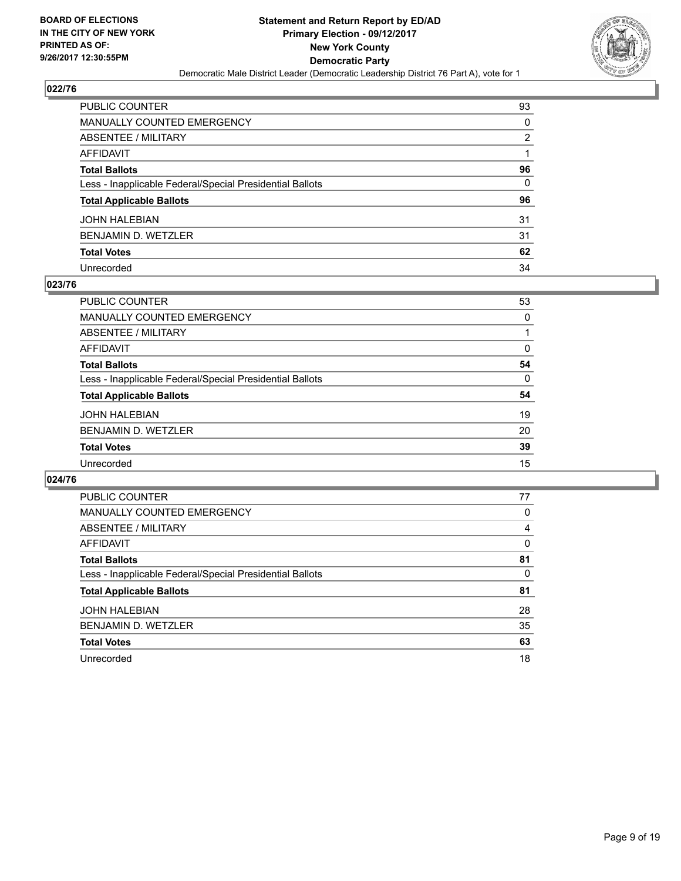**BOARD OF ELECTIONS IN THE CITY OF NEW YORK PRINTED AS OF: 9/26/2017 12:30:55PM**

**Statement and Return Report by ED/AD Primary Election - 09/12/2017 New York County Democratic Party**

Democratic Male District Leader (Democratic Leadership District 76 Part A), vote for 1

## 022/76

| | |
|---|---|
| PUBLIC COUNTER | 93 |
| MANUALLY COUNTED EMERGENCY | 0 |
| ABSENTEE / MILITARY | 2 |
| AFFIDAVIT | 1 |
| **Total Ballots** | **96** |
| Less - Inapplicable Federal/Special Presidential Ballots | 0 |
| **Total Applicable Ballots** | **96** |
| JOHN HALEBIAN | 31 |
| BENJAMIN D. WETZLER | 31 |
| **Total Votes** | **62** |
| Unrecorded | 34 |

## 023/76

| | |
|---|---|
| PUBLIC COUNTER | 53 |
| MANUALLY COUNTED EMERGENCY | 0 |
| ABSENTEE / MILITARY | 1 |
| AFFIDAVIT | 0 |
| **Total Ballots** | **54** |
| Less - Inapplicable Federal/Special Presidential Ballots | 0 |
| **Total Applicable Ballots** | **54** |
| JOHN HALEBIAN | 19 |
| BENJAMIN D. WETZLER | 20 |
| **Total Votes** | **39** |
| Unrecorded | 15 |

## 024/76

| | |
|---|---|
| PUBLIC COUNTER | 77 |
| MANUALLY COUNTED EMERGENCY | 0 |
| ABSENTEE / MILITARY | 4 |
| AFFIDAVIT | 0 |
| **Total Ballots** | **81** |
| Less - Inapplicable Federal/Special Presidential Ballots | 0 |
| **Total Applicable Ballots** | **81** |
| JOHN HALEBIAN | 28 |
| BENJAMIN D. WETZLER | 35 |
| **Total Votes** | **63** |
| Unrecorded | 18 |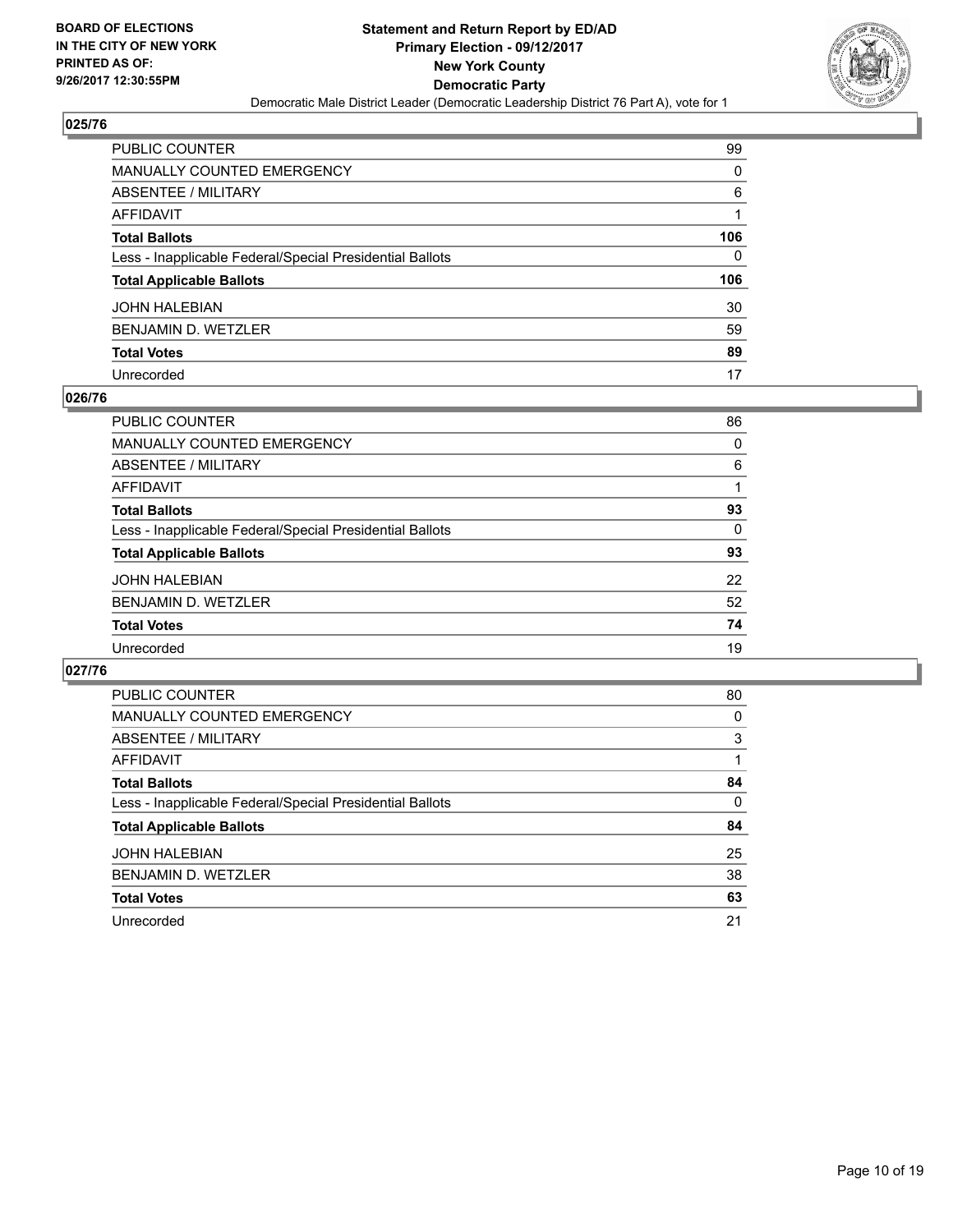BOARD OF ELECTIONS
IN THE CITY OF NEW YORK
PRINTED AS OF:
9/26/2017 12:30:55PM

**Statement and Return Report by ED/AD**
**Primary Election - 09/12/2017**
**New York County**
**Democratic Party**
Democratic Male District Leader (Democratic Leadership District 76 Part A), vote for 1

## 025/76

| | |
|---|---|
| PUBLIC COUNTER | 99 |
| MANUALLY COUNTED EMERGENCY | 0 |
| ABSENTEE / MILITARY | 6 |
| AFFIDAVIT | 1 |
| **Total Ballots** | **106** |
| Less - Inapplicable Federal/Special Presidential Ballots | 0 |
| **Total Applicable Ballots** | **106** |
| JOHN HALEBIAN | 30 |
| BENJAMIN D. WETZLER | 59 |
| **Total Votes** | **89** |
| Unrecorded | 17 |

## 026/76

| | |
|---|---|
| PUBLIC COUNTER | 86 |
| MANUALLY COUNTED EMERGENCY | 0 |
| ABSENTEE / MILITARY | 6 |
| AFFIDAVIT | 1 |
| **Total Ballots** | **93** |
| Less - Inapplicable Federal/Special Presidential Ballots | 0 |
| **Total Applicable Ballots** | **93** |
| JOHN HALEBIAN | 22 |
| BENJAMIN D. WETZLER | 52 |
| **Total Votes** | **74** |
| Unrecorded | 19 |

## 027/76

| | |
|---|---|
| PUBLIC COUNTER | 80 |
| MANUALLY COUNTED EMERGENCY | 0 |
| ABSENTEE / MILITARY | 3 |
| AFFIDAVIT | 1 |
| **Total Ballots** | **84** |
| Less - Inapplicable Federal/Special Presidential Ballots | 0 |
| **Total Applicable Ballots** | **84** |
| JOHN HALEBIAN | 25 |
| BENJAMIN D. WETZLER | 38 |
| **Total Votes** | **63** |
| Unrecorded | 21 |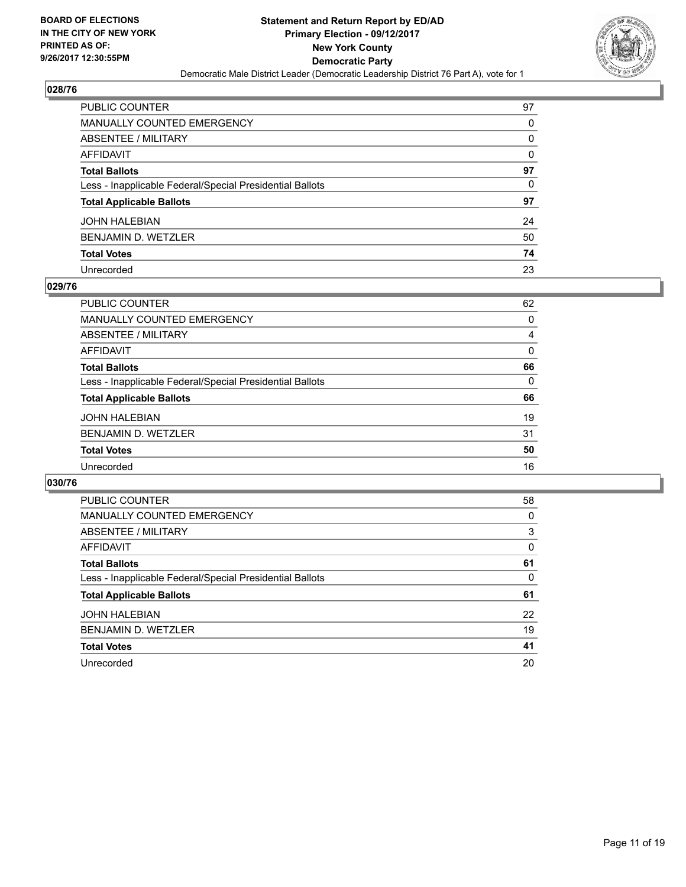**BOARD OF ELECTIONS IN THE CITY OF NEW YORK PRINTED AS OF: 9/26/2017 12:30:55PM**

**Statement and Return Report by ED/AD Primary Election - 09/12/2017 New York County Democratic Party**

Democratic Male District Leader (Democratic Leadership District 76 Part A), vote for 1

## 028/76

| | |
|---|---|
| PUBLIC COUNTER | 97 |
| MANUALLY COUNTED EMERGENCY | 0 |
| ABSENTEE / MILITARY | 0 |
| AFFIDAVIT | 0 |
| **Total Ballots** | **97** |
| Less - Inapplicable Federal/Special Presidential Ballots | 0 |
| **Total Applicable Ballots** | **97** |
| JOHN HALEBIAN | 24 |
| BENJAMIN D. WETZLER | 50 |
| **Total Votes** | **74** |
| Unrecorded | 23 |

## 029/76

| | |
|---|---|
| PUBLIC COUNTER | 62 |
| MANUALLY COUNTED EMERGENCY | 0 |
| ABSENTEE / MILITARY | 4 |
| AFFIDAVIT | 0 |
| **Total Ballots** | **66** |
| Less - Inapplicable Federal/Special Presidential Ballots | 0 |
| **Total Applicable Ballots** | **66** |
| JOHN HALEBIAN | 19 |
| BENJAMIN D. WETZLER | 31 |
| **Total Votes** | **50** |
| Unrecorded | 16 |

## 030/76

| | |
|---|---|
| PUBLIC COUNTER | 58 |
| MANUALLY COUNTED EMERGENCY | 0 |
| ABSENTEE / MILITARY | 3 |
| AFFIDAVIT | 0 |
| **Total Ballots** | **61** |
| Less - Inapplicable Federal/Special Presidential Ballots | 0 |
| **Total Applicable Ballots** | **61** |
| JOHN HALEBIAN | 22 |
| BENJAMIN D. WETZLER | 19 |
| **Total Votes** | **41** |
| Unrecorded | 20 |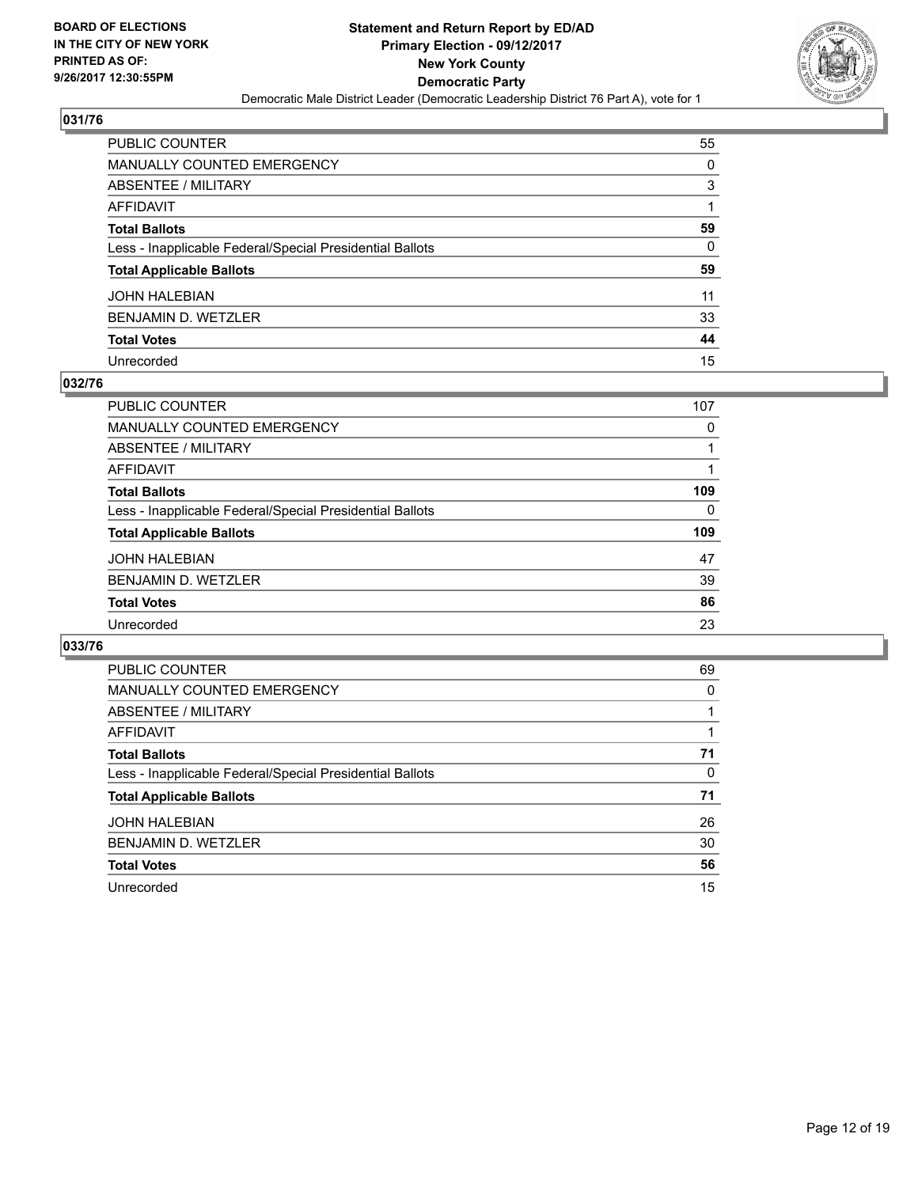BOARD OF ELECTIONS
IN THE CITY OF NEW YORK
PRINTED AS OF:
9/26/2017 12:30:55PM

**Statement and Return Report by ED/AD**
**Primary Election - 09/12/2017**
**New York County**
**Democratic Party**
Democratic Male District Leader (Democratic Leadership District 76 Part A), vote for 1

## 031/76

| | |
|---|---|
| PUBLIC COUNTER | 55 |
| MANUALLY COUNTED EMERGENCY | 0 |
| ABSENTEE / MILITARY | 3 |
| AFFIDAVIT | 1 |
| **Total Ballots** | **59** |
| Less - Inapplicable Federal/Special Presidential Ballots | 0 |
| **Total Applicable Ballots** | **59** |
| JOHN HALEBIAN | 11 |
| BENJAMIN D. WETZLER | 33 |
| **Total Votes** | **44** |
| Unrecorded | 15 |

## 032/76

| | |
|---|---|
| PUBLIC COUNTER | 107 |
| MANUALLY COUNTED EMERGENCY | 0 |
| ABSENTEE / MILITARY | 1 |
| AFFIDAVIT | 1 |
| **Total Ballots** | **109** |
| Less - Inapplicable Federal/Special Presidential Ballots | 0 |
| **Total Applicable Ballots** | **109** |
| JOHN HALEBIAN | 47 |
| BENJAMIN D. WETZLER | 39 |
| **Total Votes** | **86** |
| Unrecorded | 23 |

## 033/76

| | |
|---|---|
| PUBLIC COUNTER | 69 |
| MANUALLY COUNTED EMERGENCY | 0 |
| ABSENTEE / MILITARY | 1 |
| AFFIDAVIT | 1 |
| **Total Ballots** | **71** |
| Less - Inapplicable Federal/Special Presidential Ballots | 0 |
| **Total Applicable Ballots** | **71** |
| JOHN HALEBIAN | 26 |
| BENJAMIN D. WETZLER | 30 |
| **Total Votes** | **56** |
| Unrecorded | 15 |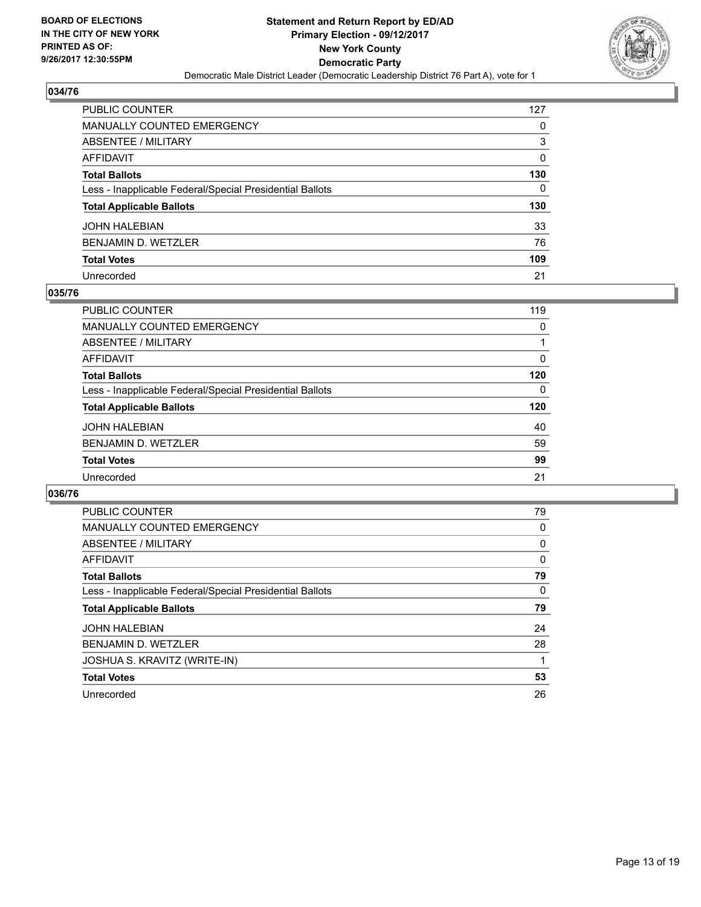**BOARD OF ELECTIONS IN THE CITY OF NEW YORK PRINTED AS OF: 9/26/2017 12:30:55PM**

# Statement and Return Report by ED/AD
## Primary Election - 09/12/2017
## New York County
## Democratic Party
### Democratic Male District Leader (Democratic Leadership District 76 Part A), vote for 1

## 034/76

| | |
|---|---|
| PUBLIC COUNTER | 127 |
| MANUALLY COUNTED EMERGENCY | 0 |
| ABSENTEE / MILITARY | 3 |
| AFFIDAVIT | 0 |
| **Total Ballots** | **130** |
| Less - Inapplicable Federal/Special Presidential Ballots | 0 |
| **Total Applicable Ballots** | **130** |
| JOHN HALEBIAN | 33 |
| BENJAMIN D. WETZLER | 76 |
| **Total Votes** | **109** |
| Unrecorded | 21 |

## 035/76

| | |
|---|---|
| PUBLIC COUNTER | 119 |
| MANUALLY COUNTED EMERGENCY | 0 |
| ABSENTEE / MILITARY | 1 |
| AFFIDAVIT | 0 |
| **Total Ballots** | **120** |
| Less - Inapplicable Federal/Special Presidential Ballots | 0 |
| **Total Applicable Ballots** | **120** |
| JOHN HALEBIAN | 40 |
| BENJAMIN D. WETZLER | 59 |
| **Total Votes** | **99** |
| Unrecorded | 21 |

## 036/76

| | |
|---|---|
| PUBLIC COUNTER | 79 |
| MANUALLY COUNTED EMERGENCY | 0 |
| ABSENTEE / MILITARY | 0 |
| AFFIDAVIT | 0 |
| **Total Ballots** | **79** |
| Less - Inapplicable Federal/Special Presidential Ballots | 0 |
| **Total Applicable Ballots** | **79** |
| JOHN HALEBIAN | 24 |
| BENJAMIN D. WETZLER | 28 |
| JOSHUA S. KRAVITZ (WRITE-IN) | 1 |
| **Total Votes** | **53** |
| Unrecorded | 26 |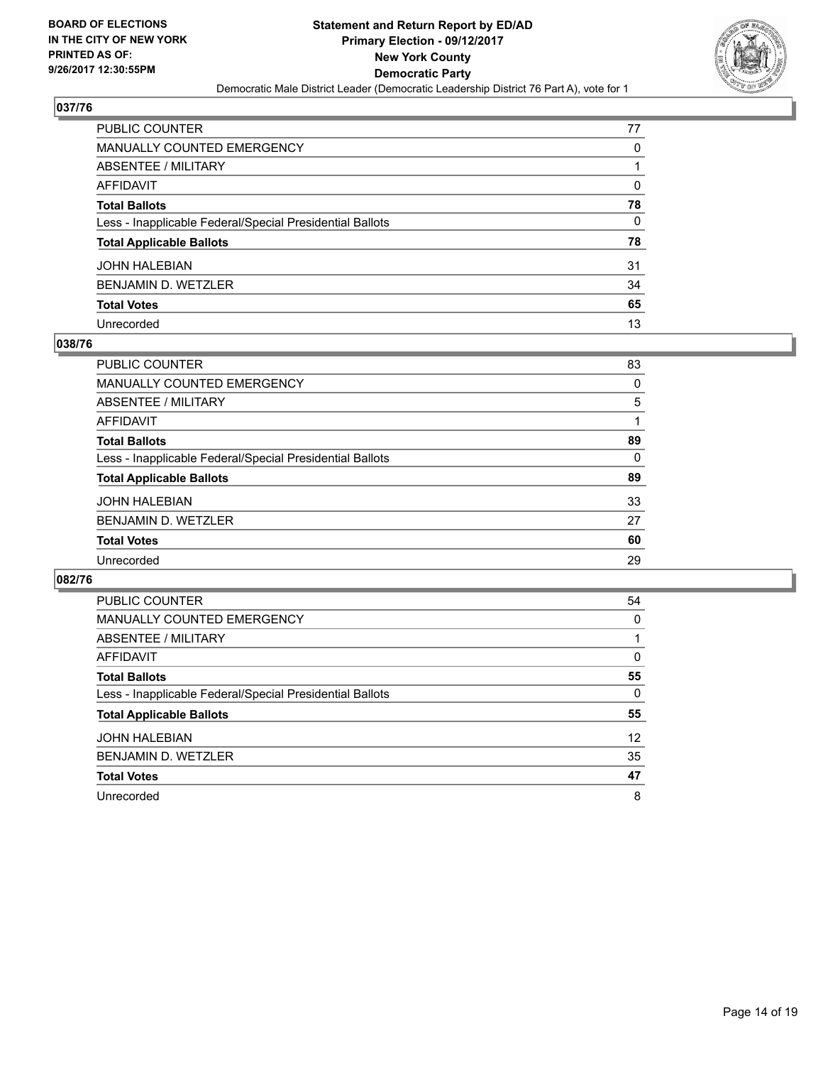**BOARD OF ELECTIONS IN THE CITY OF NEW YORK PRINTED AS OF: 9/26/2017 12:30:55PM**

# Statement and Return Report by ED/AD
## Primary Election - 09/12/2017
## New York County
## Democratic Party
Democratic Male District Leader (Democratic Leadership District 76 Part A), vote for 1

### 037/76

| | |
|---|---|
| PUBLIC COUNTER | 77 |
| MANUALLY COUNTED EMERGENCY | 0 |
| ABSENTEE / MILITARY | 1 |
| AFFIDAVIT | 0 |
| **Total Ballots** | **78** |
| Less - Inapplicable Federal/Special Presidential Ballots | 0 |
| **Total Applicable Ballots** | **78** |
| JOHN HALEBIAN | 31 |
| BENJAMIN D. WETZLER | 34 |
| **Total Votes** | **65** |
| Unrecorded | 13 |

### 038/76

| | |
|---|---|
| PUBLIC COUNTER | 83 |
| MANUALLY COUNTED EMERGENCY | 0 |
| ABSENTEE / MILITARY | 5 |
| AFFIDAVIT | 1 |
| **Total Ballots** | **89** |
| Less - Inapplicable Federal/Special Presidential Ballots | 0 |
| **Total Applicable Ballots** | **89** |
| JOHN HALEBIAN | 33 |
| BENJAMIN D. WETZLER | 27 |
| **Total Votes** | **60** |
| Unrecorded | 29 |

### 082/76

| | |
|---|---|
| PUBLIC COUNTER | 54 |
| MANUALLY COUNTED EMERGENCY | 0 |
| ABSENTEE / MILITARY | 1 |
| AFFIDAVIT | 0 |
| **Total Ballots** | **55** |
| Less - Inapplicable Federal/Special Presidential Ballots | 0 |
| **Total Applicable Ballots** | **55** |
| JOHN HALEBIAN | 12 |
| BENJAMIN D. WETZLER | 35 |
| **Total Votes** | **47** |
| Unrecorded | 8 |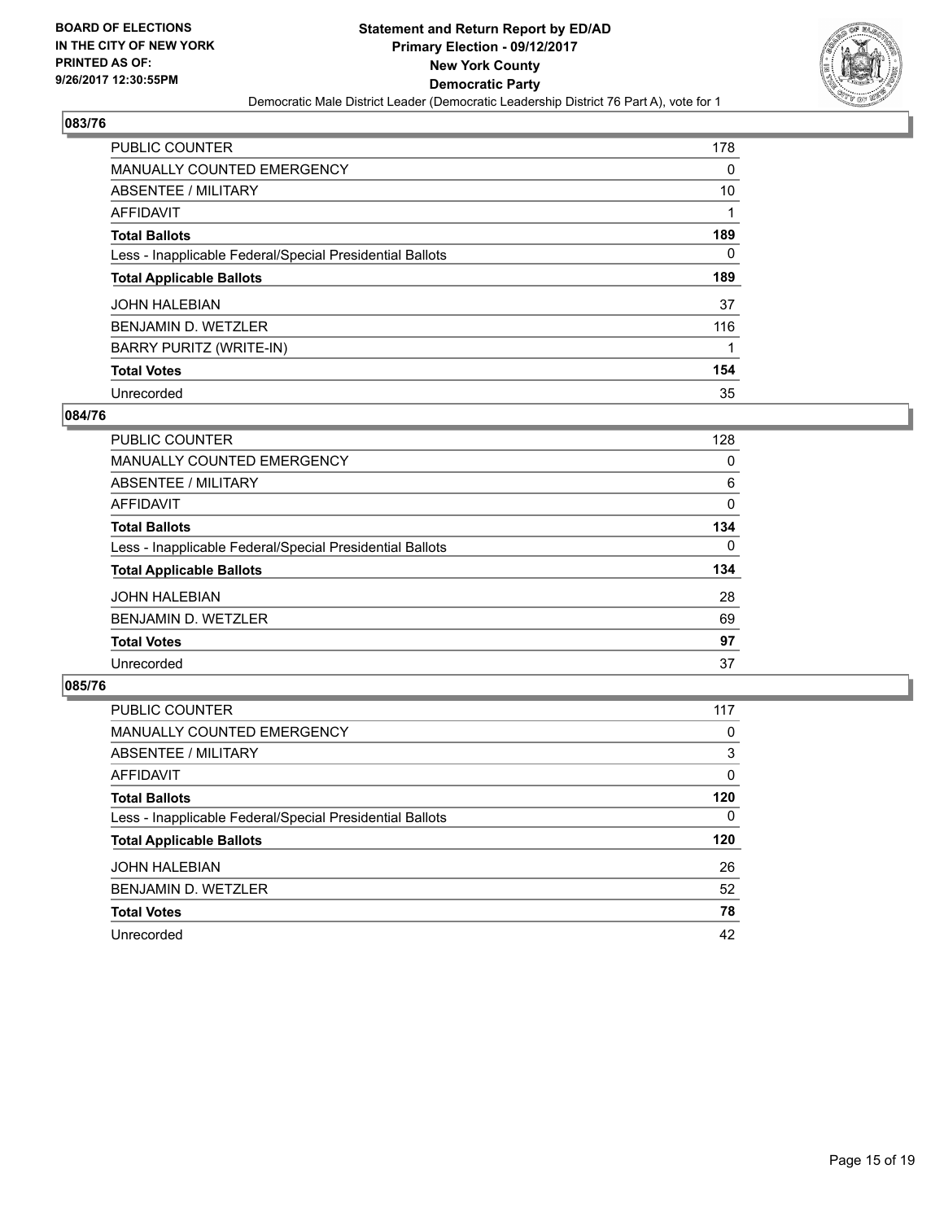**BOARD OF ELECTIONS IN THE CITY OF NEW YORK PRINTED AS OF: 9/26/2017 12:30:55PM**

**Statement and Return Report by ED/AD**
**Primary Election - 09/12/2017**
**New York County**
**Democratic Party**
Democratic Male District Leader (Democratic Leadership District 76 Part A), vote for 1

## 083/76

| | |
|---|---|
| PUBLIC COUNTER | 178 |
| MANUALLY COUNTED EMERGENCY | 0 |
| ABSENTEE / MILITARY | 10 |
| AFFIDAVIT | 1 |
| **Total Ballots** | **189** |
| Less - Inapplicable Federal/Special Presidential Ballots | 0 |
| **Total Applicable Ballots** | **189** |
| JOHN HALEBIAN | 37 |
| BENJAMIN D. WETZLER | 116 |
| BARRY PURITZ (WRITE-IN) | 1 |
| **Total Votes** | **154** |
| Unrecorded | 35 |

## 084/76

| | |
|---|---|
| PUBLIC COUNTER | 128 |
| MANUALLY COUNTED EMERGENCY | 0 |
| ABSENTEE / MILITARY | 6 |
| AFFIDAVIT | 0 |
| **Total Ballots** | **134** |
| Less - Inapplicable Federal/Special Presidential Ballots | 0 |
| **Total Applicable Ballots** | **134** |
| JOHN HALEBIAN | 28 |
| BENJAMIN D. WETZLER | 69 |
| **Total Votes** | **97** |
| Unrecorded | 37 |

## 085/76

| | |
|---|---|
| PUBLIC COUNTER | 117 |
| MANUALLY COUNTED EMERGENCY | 0 |
| ABSENTEE / MILITARY | 3 |
| AFFIDAVIT | 0 |
| **Total Ballots** | **120** |
| Less - Inapplicable Federal/Special Presidential Ballots | 0 |
| **Total Applicable Ballots** | **120** |
| JOHN HALEBIAN | 26 |
| BENJAMIN D. WETZLER | 52 |
| **Total Votes** | **78** |
| Unrecorded | 42 |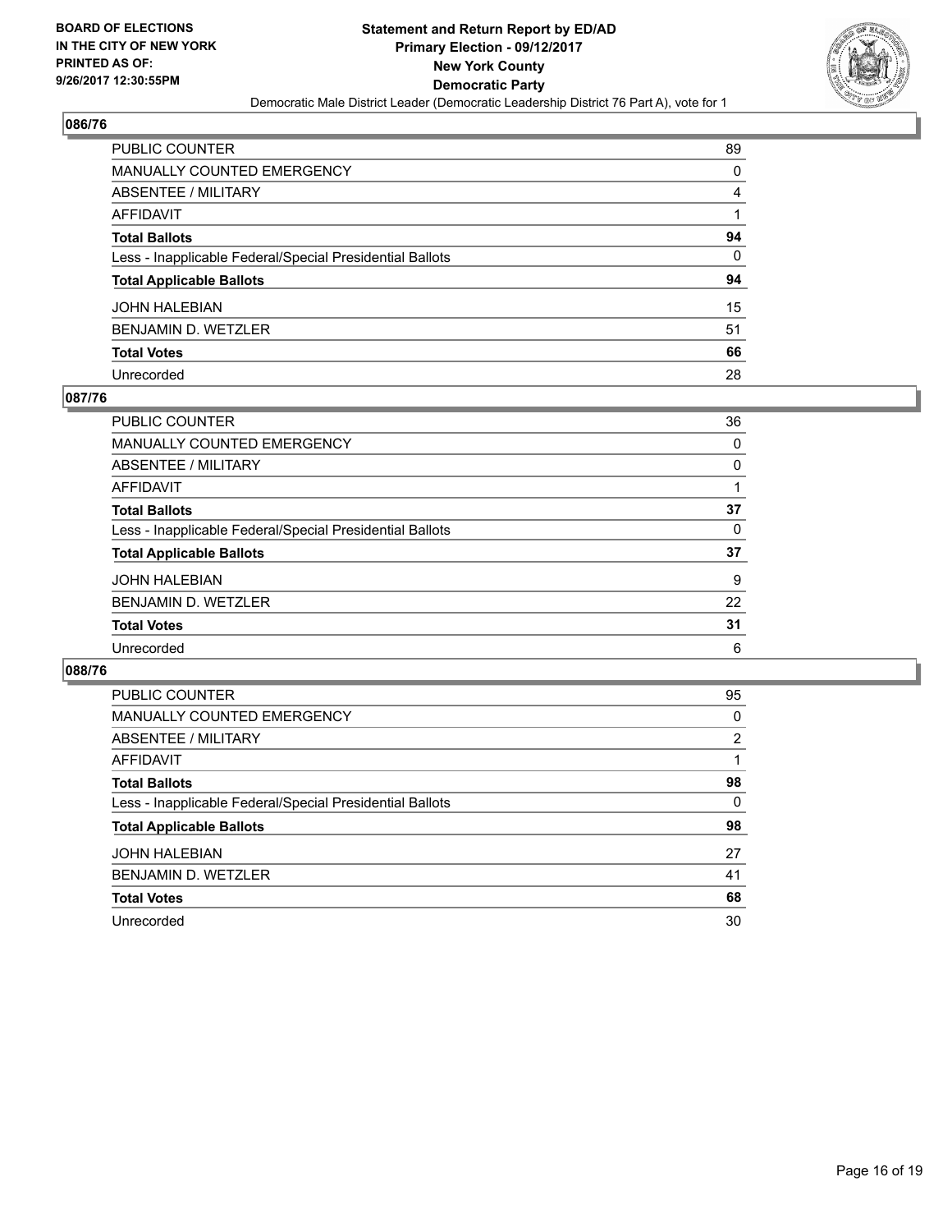BOARD OF ELECTIONS
IN THE CITY OF NEW YORK
PRINTED AS OF:
9/26/2017 12:30:55PM

**Statement and Return Report by ED/AD**
**Primary Election - 09/12/2017**
**New York County**
**Democratic Party**
Democratic Male District Leader (Democratic Leadership District 76 Part A), vote for 1

## 086/76

| | |
|---|---|
| PUBLIC COUNTER | 89 |
| MANUALLY COUNTED EMERGENCY | 0 |
| ABSENTEE / MILITARY | 4 |
| AFFIDAVIT | 1 |
| **Total Ballots** | **94** |
| Less - Inapplicable Federal/Special Presidential Ballots | 0 |
| **Total Applicable Ballots** | **94** |
| JOHN HALEBIAN | 15 |
| BENJAMIN D. WETZLER | 51 |
| **Total Votes** | **66** |
| Unrecorded | 28 |

## 087/76

| | |
|---|---|
| PUBLIC COUNTER | 36 |
| MANUALLY COUNTED EMERGENCY | 0 |
| ABSENTEE / MILITARY | 0 |
| AFFIDAVIT | 1 |
| **Total Ballots** | **37** |
| Less - Inapplicable Federal/Special Presidential Ballots | 0 |
| **Total Applicable Ballots** | **37** |
| JOHN HALEBIAN | 9 |
| BENJAMIN D. WETZLER | 22 |
| **Total Votes** | **31** |
| Unrecorded | 6 |

## 088/76

| | |
|---|---|
| PUBLIC COUNTER | 95 |
| MANUALLY COUNTED EMERGENCY | 0 |
| ABSENTEE / MILITARY | 2 |
| AFFIDAVIT | 1 |
| **Total Ballots** | **98** |
| Less - Inapplicable Federal/Special Presidential Ballots | 0 |
| **Total Applicable Ballots** | **98** |
| JOHN HALEBIAN | 27 |
| BENJAMIN D. WETZLER | 41 |
| **Total Votes** | **68** |
| Unrecorded | 30 |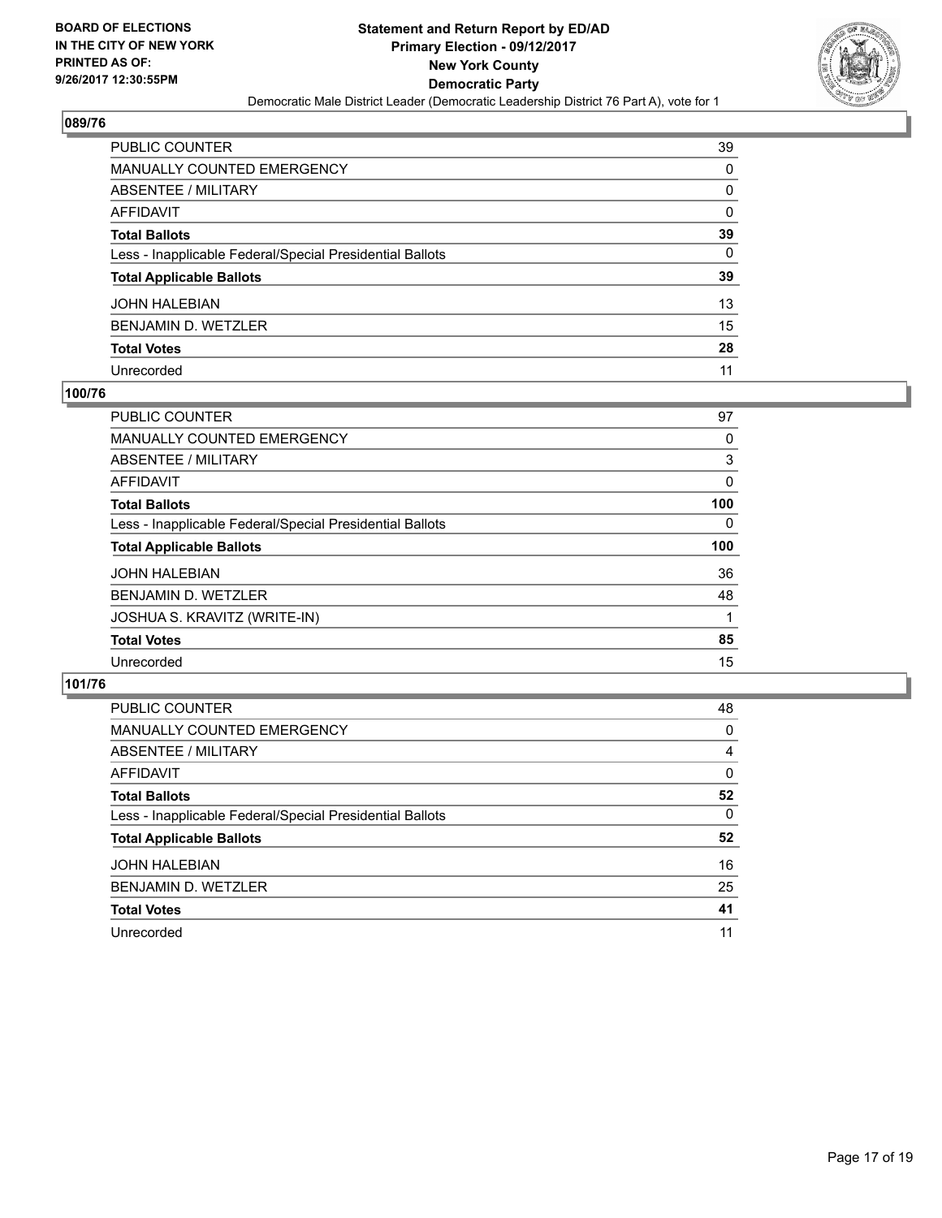BOARD OF ELECTIONS
IN THE CITY OF NEW YORK
PRINTED AS OF:
9/26/2017 12:30:55PM

**Statement and Return Report by ED/AD**
**Primary Election - 09/12/2017**
**New York County**
**Democratic Party**
Democratic Male District Leader (Democratic Leadership District 76 Part A), vote for 1

## 089/76

| | |
|---|---|
| PUBLIC COUNTER | 39 |
| MANUALLY COUNTED EMERGENCY | 0 |
| ABSENTEE / MILITARY | 0 |
| AFFIDAVIT | 0 |
| **Total Ballots** | **39** |
| Less - Inapplicable Federal/Special Presidential Ballots | 0 |
| **Total Applicable Ballots** | **39** |
| JOHN HALEBIAN | 13 |
| BENJAMIN D. WETZLER | 15 |
| **Total Votes** | **28** |
| Unrecorded | 11 |

## 100/76

| | |
|---|---|
| PUBLIC COUNTER | 97 |
| MANUALLY COUNTED EMERGENCY | 0 |
| ABSENTEE / MILITARY | 3 |
| AFFIDAVIT | 0 |
| **Total Ballots** | **100** |
| Less - Inapplicable Federal/Special Presidential Ballots | 0 |
| **Total Applicable Ballots** | **100** |
| JOHN HALEBIAN | 36 |
| BENJAMIN D. WETZLER | 48 |
| JOSHUA S. KRAVITZ (WRITE-IN) | 1 |
| **Total Votes** | **85** |
| Unrecorded | 15 |

## 101/76

| | |
|---|---|
| PUBLIC COUNTER | 48 |
| MANUALLY COUNTED EMERGENCY | 0 |
| ABSENTEE / MILITARY | 4 |
| AFFIDAVIT | 0 |
| **Total Ballots** | **52** |
| Less - Inapplicable Federal/Special Presidential Ballots | 0 |
| **Total Applicable Ballots** | **52** |
| JOHN HALEBIAN | 16 |
| BENJAMIN D. WETZLER | 25 |
| **Total Votes** | **41** |
| Unrecorded | 11 |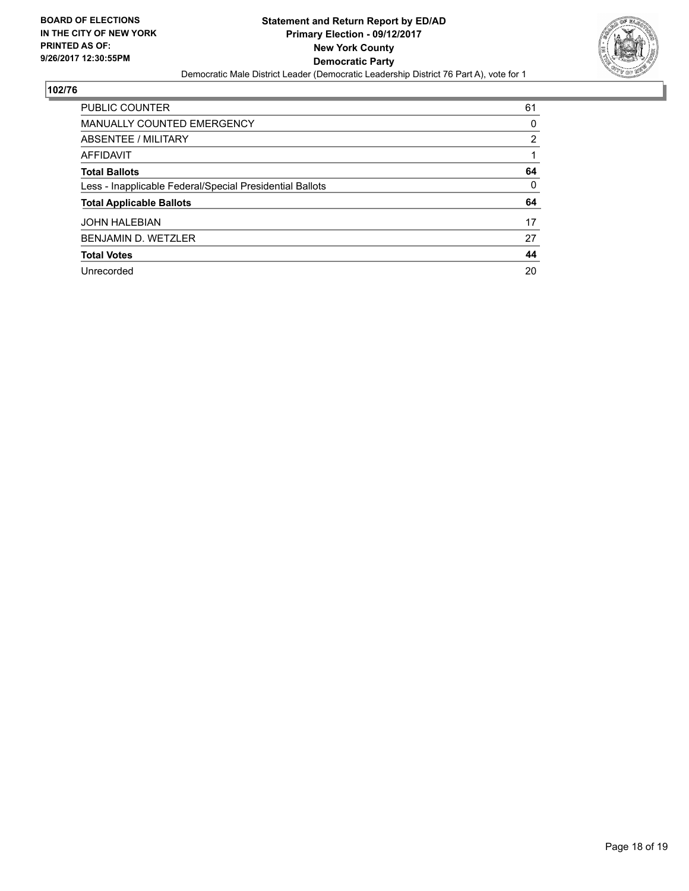**BOARD OF ELECTIONS IN THE CITY OF NEW YORK PRINTED AS OF: 9/26/2017 12:30:55PM**

**Statement and Return Report by ED/AD**
**Primary Election - 09/12/2017**
**New York County**
**Democratic Party**
Democratic Male District Leader (Democratic Leadership District 76 Part A), vote for 1

**102/76**

| | |
|---|---|
| PUBLIC COUNTER | 61 |
| MANUALLY COUNTED EMERGENCY | 0 |
| ABSENTEE / MILITARY | 2 |
| AFFIDAVIT | 1 |
| **Total Ballots** | **64** |
| Less - Inapplicable Federal/Special Presidential Ballots | 0 |
| **Total Applicable Ballots** | **64** |
| JOHN HALEBIAN | 17 |
| BENJAMIN D. WETZLER | 27 |
| **Total Votes** | **44** |
| Unrecorded | 20 |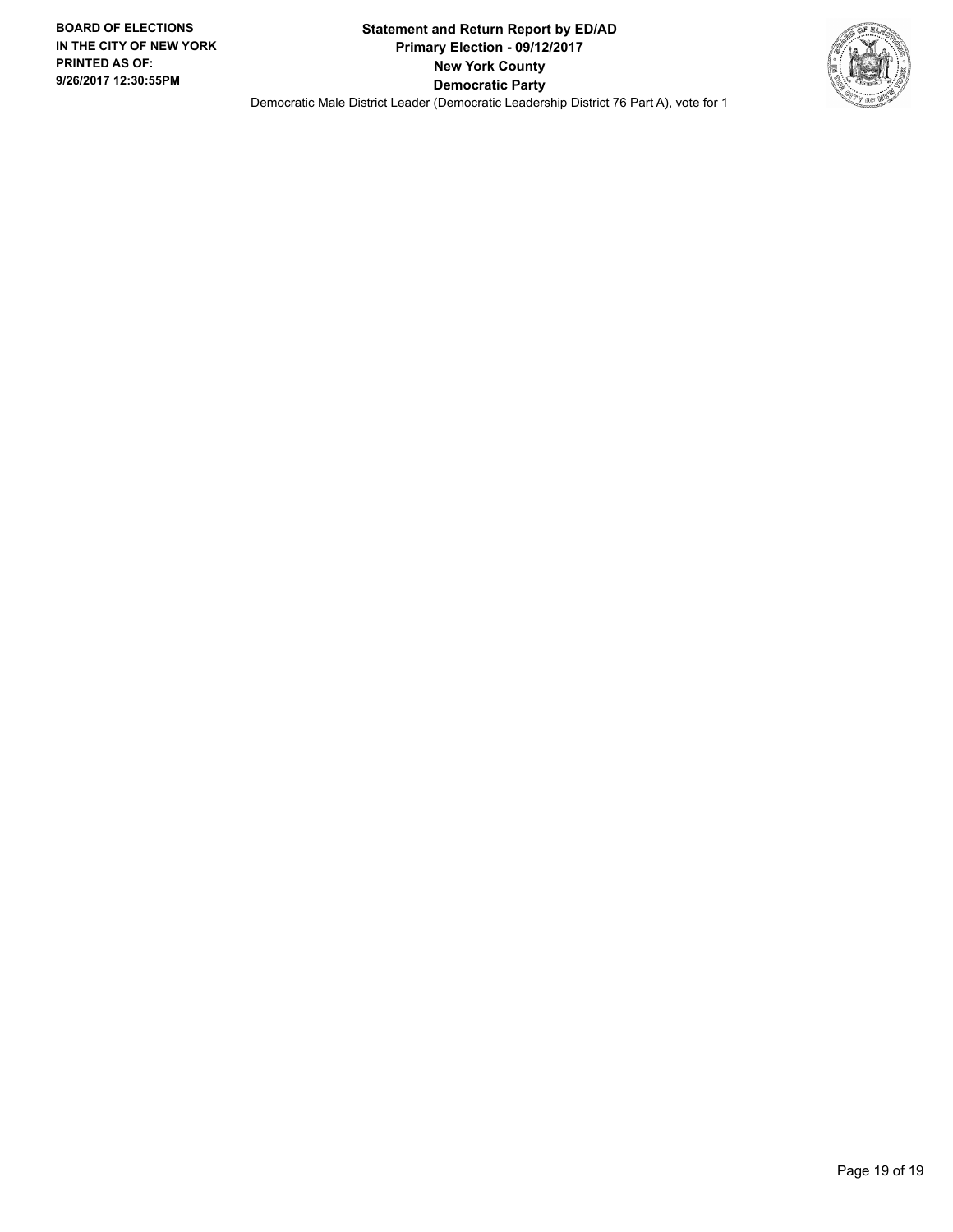**BOARD OF ELECTIONS IN THE CITY OF NEW YORK**
**PRINTED AS OF:**
**9/26/2017 12:30:55PM**

**Statement and Return Report by ED/AD**
**Primary Election - 09/12/2017**
**New York County**
**Democratic Party**

Democratic Male District Leader (Democratic Leadership District 76 Part A), vote for 1